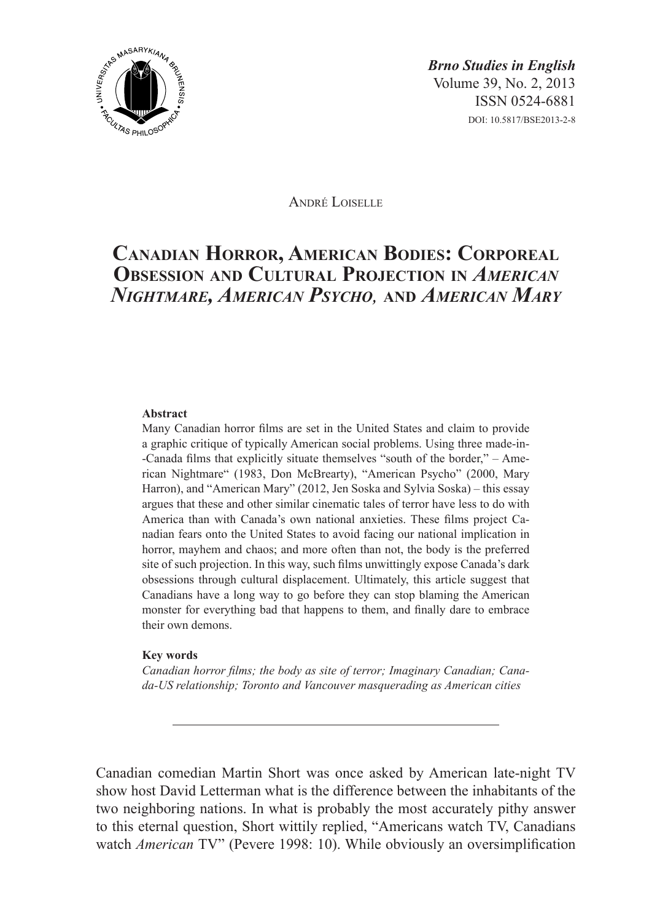*Brno Studies in English*
Volume 39, No. 2, 2013
ISSN 0524-6881
DOI: 10.5817/BSE2013-2-8

André Loiselle

# Canadian Horror, American Bodies: Corporeal Obsession and Cultural Projection in *American Nightmare, American Psycho,* and *American Mary*

**Abstract**

Many Canadian horror films are set in the United States and claim to provide a graphic critique of typically American social problems. Using three made-in--Canada films that explicitly situate themselves "south of the border," – American Nightmare" (1983, Don McBrearty), "American Psycho" (2000, Mary Harron), and "American Mary" (2012, Jen Soska and Sylvia Soska) – this essay argues that these and other similar cinematic tales of terror have less to do with America than with Canada's own national anxieties. These films project Canadian fears onto the United States to avoid facing our national implication in horror, mayhem and chaos; and more often than not, the body is the preferred site of such projection. In this way, such films unwittingly expose Canada's dark obsessions through cultural displacement. Ultimately, this article suggest that Canadians have a long way to go before they can stop blaming the American monster for everything bad that happens to them, and finally dare to embrace their own demons.

**Key words**

*Canadian horror films; the body as site of terror; Imaginary Canadian; Canada-US relationship; Toronto and Vancouver masquerading as American cities*

---

Canadian comedian Martin Short was once asked by American late-night TV show host David Letterman what is the difference between the inhabitants of the two neighboring nations. In what is probably the most accurately pithy answer to this eternal question, Short wittily replied, "Americans watch TV, Canadians watch *American* TV" (Pevere 1998: 10). While obviously an oversimplification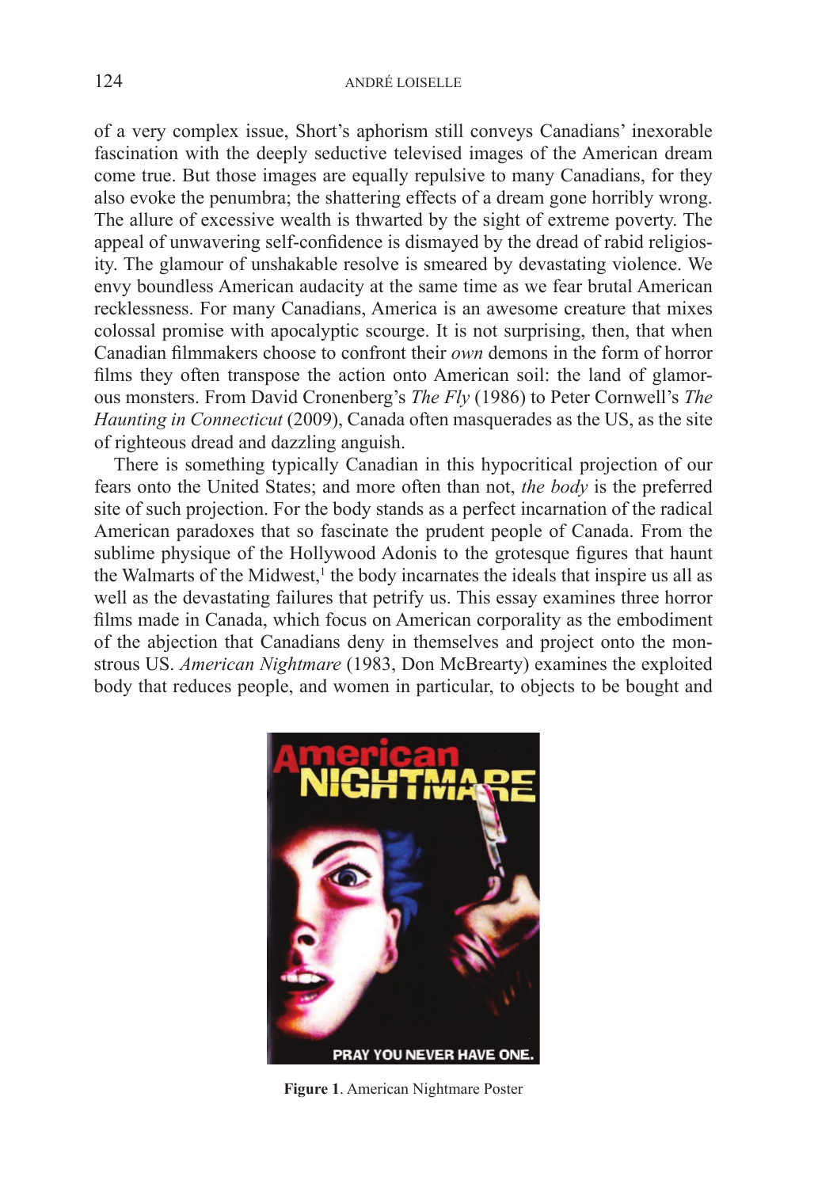of a very complex issue, Short's aphorism still conveys Canadians' inexorable fascination with the deeply seductive televised images of the American dream come true. But those images are equally repulsive to many Canadians, for they also evoke the penumbra; the shattering effects of a dream gone horribly wrong. The allure of excessive wealth is thwarted by the sight of extreme poverty. The appeal of unwavering self-confidence is dismayed by the dread of rabid religiosity. The glamour of unshakable resolve is smeared by devastating violence. We envy boundless American audacity at the same time as we fear brutal American recklessness. For many Canadians, America is an awesome creature that mixes colossal promise with apocalyptic scourge. It is not surprising, then, that when Canadian filmmakers choose to confront their *own* demons in the form of horror films they often transpose the action onto American soil: the land of glamorous monsters. From David Cronenberg's *The Fly* (1986) to Peter Cornwell's *The Haunting in Connecticut* (2009), Canada often masquerades as the US, as the site of righteous dread and dazzling anguish.

There is something typically Canadian in this hypocritical projection of our fears onto the United States; and more often than not, *the body* is the preferred site of such projection. For the body stands as a perfect incarnation of the radical American paradoxes that so fascinate the prudent people of Canada. From the sublime physique of the Hollywood Adonis to the grotesque figures that haunt the Walmarts of the Midwest,[1] the body incarnates the ideals that inspire us all as well as the devastating failures that petrify us. This essay examines three horror films made in Canada, which focus on American corporality as the embodiment of the abjection that Canadians deny in themselves and project onto the monstrous US. *American Nightmare* (1983, Don McBrearty) examines the exploited body that reduces people, and women in particular, to objects to be bought and

**Figure 1**. American Nightmare Poster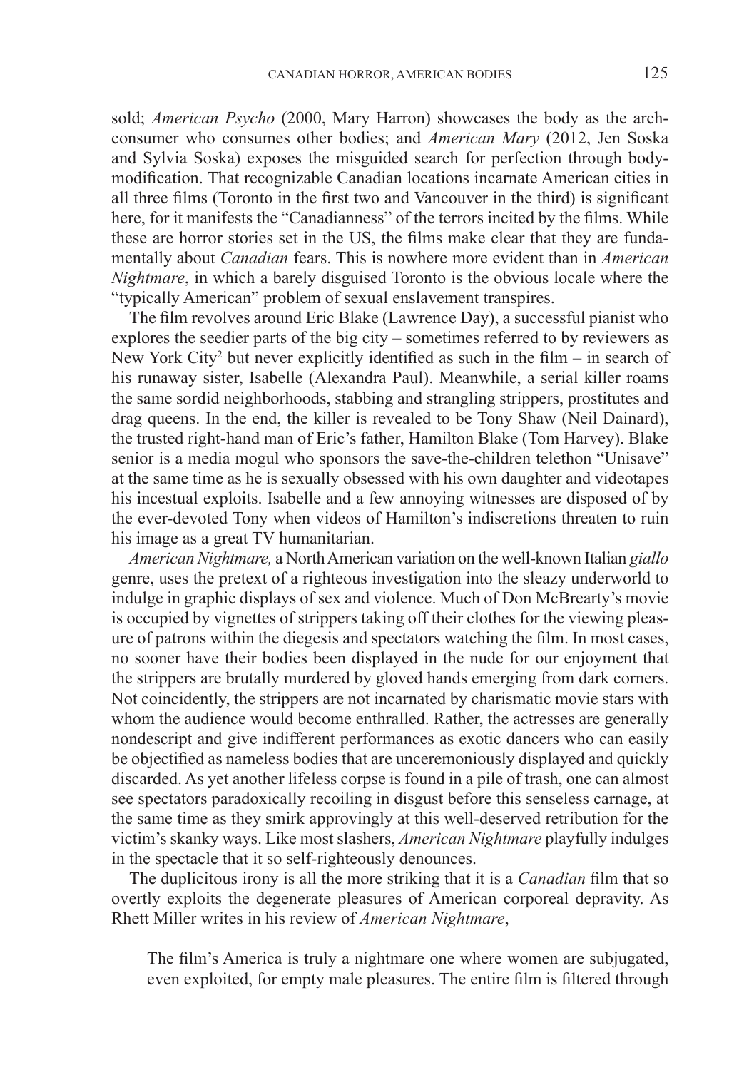sold; *American Psycho* (2000, Mary Harron) showcases the body as the arch-consumer who consumes other bodies; and *American Mary* (2012, Jen Soska and Sylvia Soska) exposes the misguided search for perfection through body-modification. That recognizable Canadian locations incarnate American cities in all three films (Toronto in the first two and Vancouver in the third) is significant here, for it manifests the "Canadianness" of the terrors incited by the films. While these are horror stories set in the US, the films make clear that they are fundamentally about *Canadian* fears. This is nowhere more evident than in *American Nightmare*, in which a barely disguised Toronto is the obvious locale where the "typically American" problem of sexual enslavement transpires.

The film revolves around Eric Blake (Lawrence Day), a successful pianist who explores the seedier parts of the big city – sometimes referred to by reviewers as New York City[2] but never explicitly identified as such in the film – in search of his runaway sister, Isabelle (Alexandra Paul). Meanwhile, a serial killer roams the same sordid neighborhoods, stabbing and strangling strippers, prostitutes and drag queens. In the end, the killer is revealed to be Tony Shaw (Neil Dainard), the trusted right-hand man of Eric's father, Hamilton Blake (Tom Harvey). Blake senior is a media mogul who sponsors the save-the-children telethon "Unisave" at the same time as he is sexually obsessed with his own daughter and videotapes his incestual exploits. Isabelle and a few annoying witnesses are disposed of by the ever-devoted Tony when videos of Hamilton's indiscretions threaten to ruin his image as a great TV humanitarian.

*American Nightmare,* a North American variation on the well-known Italian *giallo* genre, uses the pretext of a righteous investigation into the sleazy underworld to indulge in graphic displays of sex and violence. Much of Don McBrearty's movie is occupied by vignettes of strippers taking off their clothes for the viewing pleasure of patrons within the diegesis and spectators watching the film. In most cases, no sooner have their bodies been displayed in the nude for our enjoyment that the strippers are brutally murdered by gloved hands emerging from dark corners. Not coincidently, the strippers are not incarnated by charismatic movie stars with whom the audience would become enthralled. Rather, the actresses are generally nondescript and give indifferent performances as exotic dancers who can easily be objectified as nameless bodies that are unceremoniously displayed and quickly discarded. As yet another lifeless corpse is found in a pile of trash, one can almost see spectators paradoxically recoiling in disgust before this senseless carnage, at the same time as they smirk approvingly at this well-deserved retribution for the victim's skanky ways. Like most slashers, *American Nightmare* playfully indulges in the spectacle that it so self-righteously denounces.

The duplicitous irony is all the more striking that it is a *Canadian* film that so overtly exploits the degenerate pleasures of American corporeal depravity. As Rhett Miller writes in his review of *American Nightmare*,

> The film's America is truly a nightmare one where women are subjugated, even exploited, for empty male pleasures. The entire film is filtered through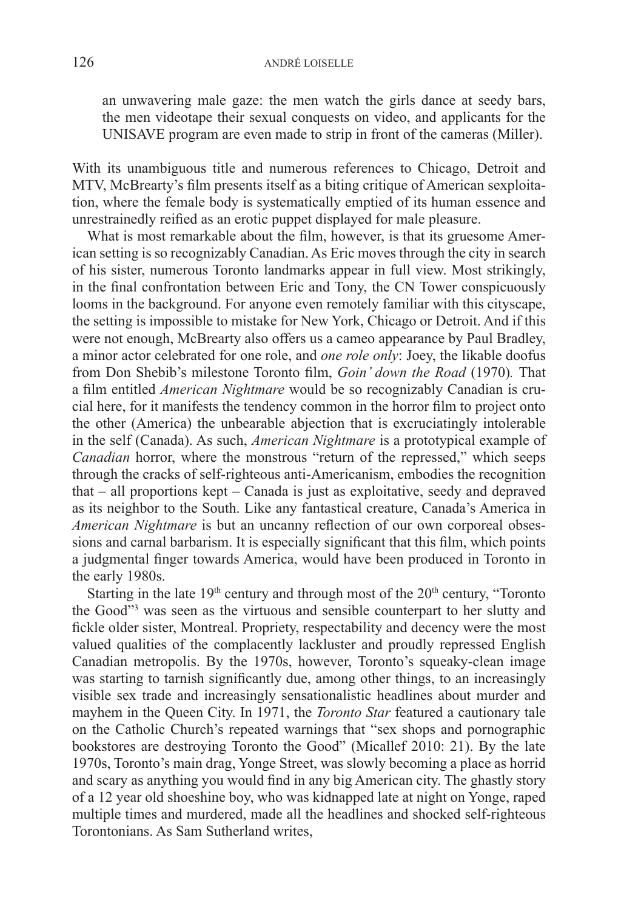> an unwavering male gaze: the men watch the girls dance at seedy bars, the men videotape their sexual conquests on video, and applicants for the UNISAVE program are even made to strip in front of the cameras (Miller).

With its unambiguous title and numerous references to Chicago, Detroit and MTV, McBrearty's film presents itself as a biting critique of American sexploitation, where the female body is systematically emptied of its human essence and unrestrainedly reified as an erotic puppet displayed for male pleasure.

What is most remarkable about the film, however, is that its gruesome American setting is so recognizably Canadian. As Eric moves through the city in search of his sister, numerous Toronto landmarks appear in full view. Most strikingly, in the final confrontation between Eric and Tony, the CN Tower conspicuously looms in the background. For anyone even remotely familiar with this cityscape, the setting is impossible to mistake for New York, Chicago or Detroit. And if this were not enough, McBrearty also offers us a cameo appearance by Paul Bradley, a minor actor celebrated for one role, and *one role only*: Joey, the likable doofus from Don Shebib's milestone Toronto film, *Goin' down the Road* (1970)*.* That a film entitled *American Nightmare* would be so recognizably Canadian is crucial here, for it manifests the tendency common in the horror film to project onto the other (America) the unbearable abjection that is excruciatingly intolerable in the self (Canada). As such, *American Nightmare* is a prototypical example of *Canadian* horror, where the monstrous "return of the repressed," which seeps through the cracks of self-righteous anti-Americanism, embodies the recognition that – all proportions kept – Canada is just as exploitative, seedy and depraved as its neighbor to the South. Like any fantastical creature, Canada's America in *American Nightmare* is but an uncanny reflection of our own corporeal obsessions and carnal barbarism. It is especially significant that this film, which points a judgmental finger towards America, would have been produced in Toronto in the early 1980s.

Starting in the late 19th century and through most of the 20th century, "Toronto the Good"[3] was seen as the virtuous and sensible counterpart to her slutty and fickle older sister, Montreal. Propriety, respectability and decency were the most valued qualities of the complacently lackluster and proudly repressed English Canadian metropolis. By the 1970s, however, Toronto's squeaky-clean image was starting to tarnish significantly due, among other things, to an increasingly visible sex trade and increasingly sensationalistic headlines about murder and mayhem in the Queen City. In 1971, the *Toronto Star* featured a cautionary tale on the Catholic Church's repeated warnings that "sex shops and pornographic bookstores are destroying Toronto the Good" (Micallef 2010: 21). By the late 1970s, Toronto's main drag, Yonge Street, was slowly becoming a place as horrid and scary as anything you would find in any big American city. The ghastly story of a 12 year old shoeshine boy, who was kidnapped late at night on Yonge, raped multiple times and murdered, made all the headlines and shocked self-righteous Torontonians. As Sam Sutherland writes,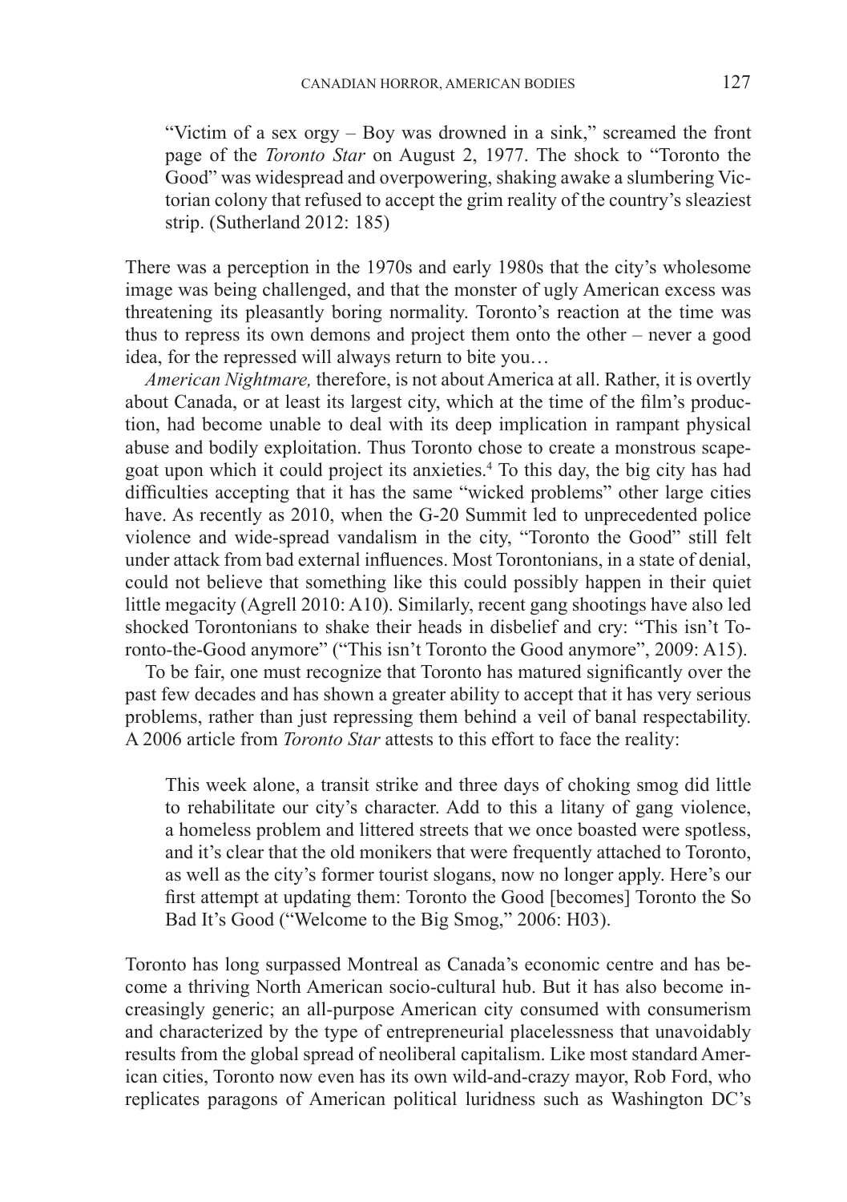> "Victim of a sex orgy – Boy was drowned in a sink," screamed the front page of the *Toronto Star* on August 2, 1977. The shock to "Toronto the Good" was widespread and overpowering, shaking awake a slumbering Victorian colony that refused to accept the grim reality of the country's sleaziest strip. (Sutherland 2012: 185)

There was a perception in the 1970s and early 1980s that the city's wholesome image was being challenged, and that the monster of ugly American excess was threatening its pleasantly boring normality. Toronto's reaction at the time was thus to repress its own demons and project them onto the other – never a good idea, for the repressed will always return to bite you…

*American Nightmare,* therefore, is not about America at all. Rather, it is overtly about Canada, or at least its largest city, which at the time of the film's production, had become unable to deal with its deep implication in rampant physical abuse and bodily exploitation. Thus Toronto chose to create a monstrous scapegoat upon which it could project its anxieties.[4] To this day, the big city has had difficulties accepting that it has the same "wicked problems" other large cities have. As recently as 2010, when the G-20 Summit led to unprecedented police violence and wide-spread vandalism in the city, "Toronto the Good" still felt under attack from bad external influences. Most Torontonians, in a state of denial, could not believe that something like this could possibly happen in their quiet little megacity (Agrell 2010: A10). Similarly, recent gang shootings have also led shocked Torontonians to shake their heads in disbelief and cry: "This isn't Toronto-the-Good anymore" ("This isn't Toronto the Good anymore", 2009: A15).

To be fair, one must recognize that Toronto has matured significantly over the past few decades and has shown a greater ability to accept that it has very serious problems, rather than just repressing them behind a veil of banal respectability. A 2006 article from *Toronto Star* attests to this effort to face the reality:

> This week alone, a transit strike and three days of choking smog did little to rehabilitate our city's character. Add to this a litany of gang violence, a homeless problem and littered streets that we once boasted were spotless, and it's clear that the old monikers that were frequently attached to Toronto, as well as the city's former tourist slogans, now no longer apply. Here's our first attempt at updating them: Toronto the Good [becomes] Toronto the So Bad It's Good ("Welcome to the Big Smog," 2006: H03).

Toronto has long surpassed Montreal as Canada's economic centre and has become a thriving North American socio-cultural hub. But it has also become increasingly generic; an all-purpose American city consumed with consumerism and characterized by the type of entrepreneurial placelessness that unavoidably results from the global spread of neoliberal capitalism. Like most standard American cities, Toronto now even has its own wild-and-crazy mayor, Rob Ford, who replicates paragons of American political luridness such as Washington DC's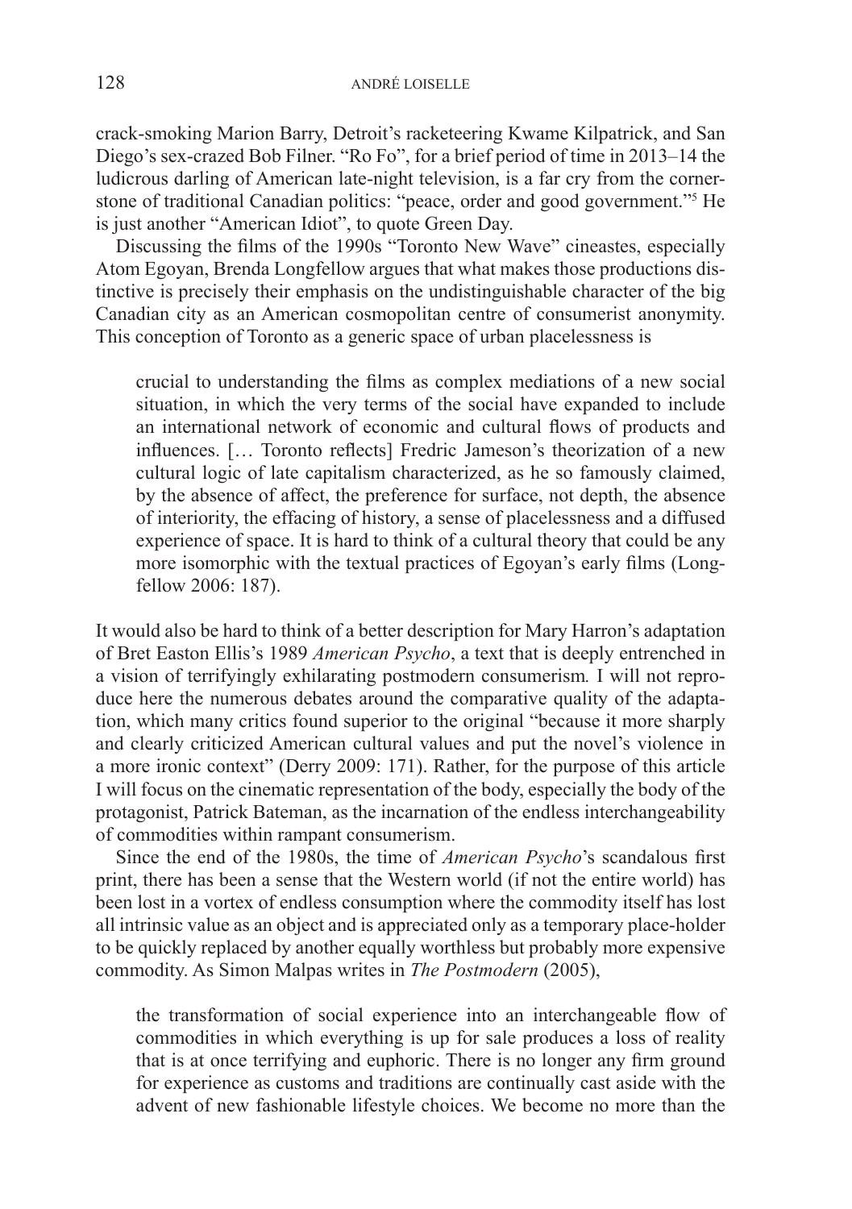crack-smoking Marion Barry, Detroit's racketeering Kwame Kilpatrick, and San Diego's sex-crazed Bob Filner. "Ro Fo", for a brief period of time in 2013–14 the ludicrous darling of American late-night television, is a far cry from the cornerstone of traditional Canadian politics: "peace, order and good government."[5] He is just another "American Idiot", to quote Green Day.

Discussing the films of the 1990s "Toronto New Wave" cineastes, especially Atom Egoyan, Brenda Longfellow argues that what makes those productions distinctive is precisely their emphasis on the undistinguishable character of the big Canadian city as an American cosmopolitan centre of consumerist anonymity. This conception of Toronto as a generic space of urban placelessness is

> crucial to understanding the films as complex mediations of a new social situation, in which the very terms of the social have expanded to include an international network of economic and cultural flows of products and influences. [… Toronto reflects] Fredric Jameson's theorization of a new cultural logic of late capitalism characterized, as he so famously claimed, by the absence of affect, the preference for surface, not depth, the absence of interiority, the effacing of history, a sense of placelessness and a diffused experience of space. It is hard to think of a cultural theory that could be any more isomorphic with the textual practices of Egoyan's early films (Longfellow 2006: 187).

It would also be hard to think of a better description for Mary Harron's adaptation of Bret Easton Ellis's 1989 *American Psycho*, a text that is deeply entrenched in a vision of terrifyingly exhilarating postmodern consumerism*.* I will not reproduce here the numerous debates around the comparative quality of the adaptation, which many critics found superior to the original "because it more sharply and clearly criticized American cultural values and put the novel's violence in a more ironic context" (Derry 2009: 171). Rather, for the purpose of this article I will focus on the cinematic representation of the body, especially the body of the protagonist, Patrick Bateman, as the incarnation of the endless interchangeability of commodities within rampant consumerism.

Since the end of the 1980s, the time of *American Psycho*'s scandalous first print, there has been a sense that the Western world (if not the entire world) has been lost in a vortex of endless consumption where the commodity itself has lost all intrinsic value as an object and is appreciated only as a temporary place-holder to be quickly replaced by another equally worthless but probably more expensive commodity. As Simon Malpas writes in *The Postmodern* (2005),

> the transformation of social experience into an interchangeable flow of commodities in which everything is up for sale produces a loss of reality that is at once terrifying and euphoric. There is no longer any firm ground for experience as customs and traditions are continually cast aside with the advent of new fashionable lifestyle choices. We become no more than the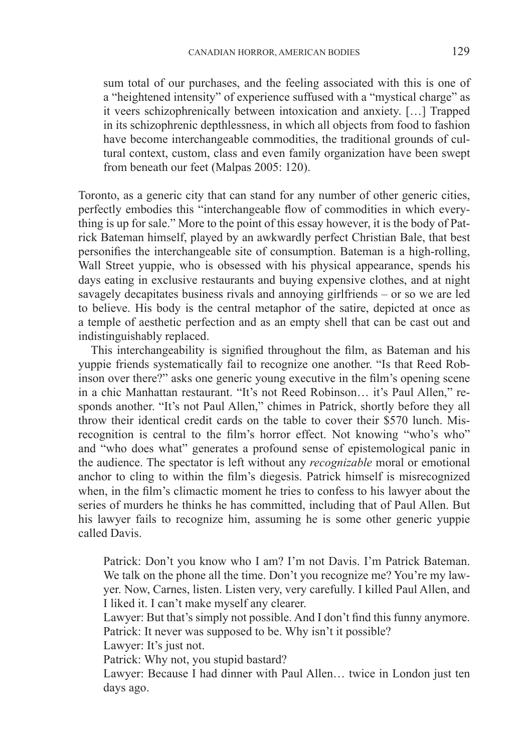> sum total of our purchases, and the feeling associated with this is one of a "heightened intensity" of experience suffused with a "mystical charge" as it veers schizophrenically between intoxication and anxiety. […] Trapped in its schizophrenic depthlessness, in which all objects from food to fashion have become interchangeable commodities, the traditional grounds of cultural context, custom, class and even family organization have been swept from beneath our feet (Malpas 2005: 120).

Toronto, as a generic city that can stand for any number of other generic cities, perfectly embodies this "interchangeable flow of commodities in which everything is up for sale." More to the point of this essay however, it is the body of Patrick Bateman himself, played by an awkwardly perfect Christian Bale, that best personifies the interchangeable site of consumption. Bateman is a high-rolling, Wall Street yuppie, who is obsessed with his physical appearance, spends his days eating in exclusive restaurants and buying expensive clothes, and at night savagely decapitates business rivals and annoying girlfriends – or so we are led to believe. His body is the central metaphor of the satire, depicted at once as a temple of aesthetic perfection and as an empty shell that can be cast out and indistinguishably replaced.

This interchangeability is signified throughout the film, as Bateman and his yuppie friends systematically fail to recognize one another. "Is that Reed Robinson over there?" asks one generic young executive in the film's opening scene in a chic Manhattan restaurant. "It's not Reed Robinson… it's Paul Allen," responds another. "It's not Paul Allen," chimes in Patrick, shortly before they all throw their identical credit cards on the table to cover their $570 lunch. Misrecognition is central to the film's horror effect. Not knowing "who's who" and "who does what" generates a profound sense of epistemological panic in the audience. The spectator is left without any *recognizable* moral or emotional anchor to cling to within the film's diegesis. Patrick himself is misrecognized when, in the film's climactic moment he tries to confess to his lawyer about the series of murders he thinks he has committed, including that of Paul Allen. But his lawyer fails to recognize him, assuming he is some other generic yuppie called Davis.

> Patrick: Don't you know who I am? I'm not Davis. I'm Patrick Bateman. We talk on the phone all the time. Don't you recognize me? You're my lawyer. Now, Carnes, listen. Listen very, very carefully. I killed Paul Allen, and I liked it. I can't make myself any clearer.
>
> Lawyer: But that's simply not possible. And I don't find this funny anymore.
>
> Patrick: It never was supposed to be. Why isn't it possible?
>
> Lawyer: It's just not.
>
> Patrick: Why not, you stupid bastard?
>
> Lawyer: Because I had dinner with Paul Allen… twice in London just ten days ago.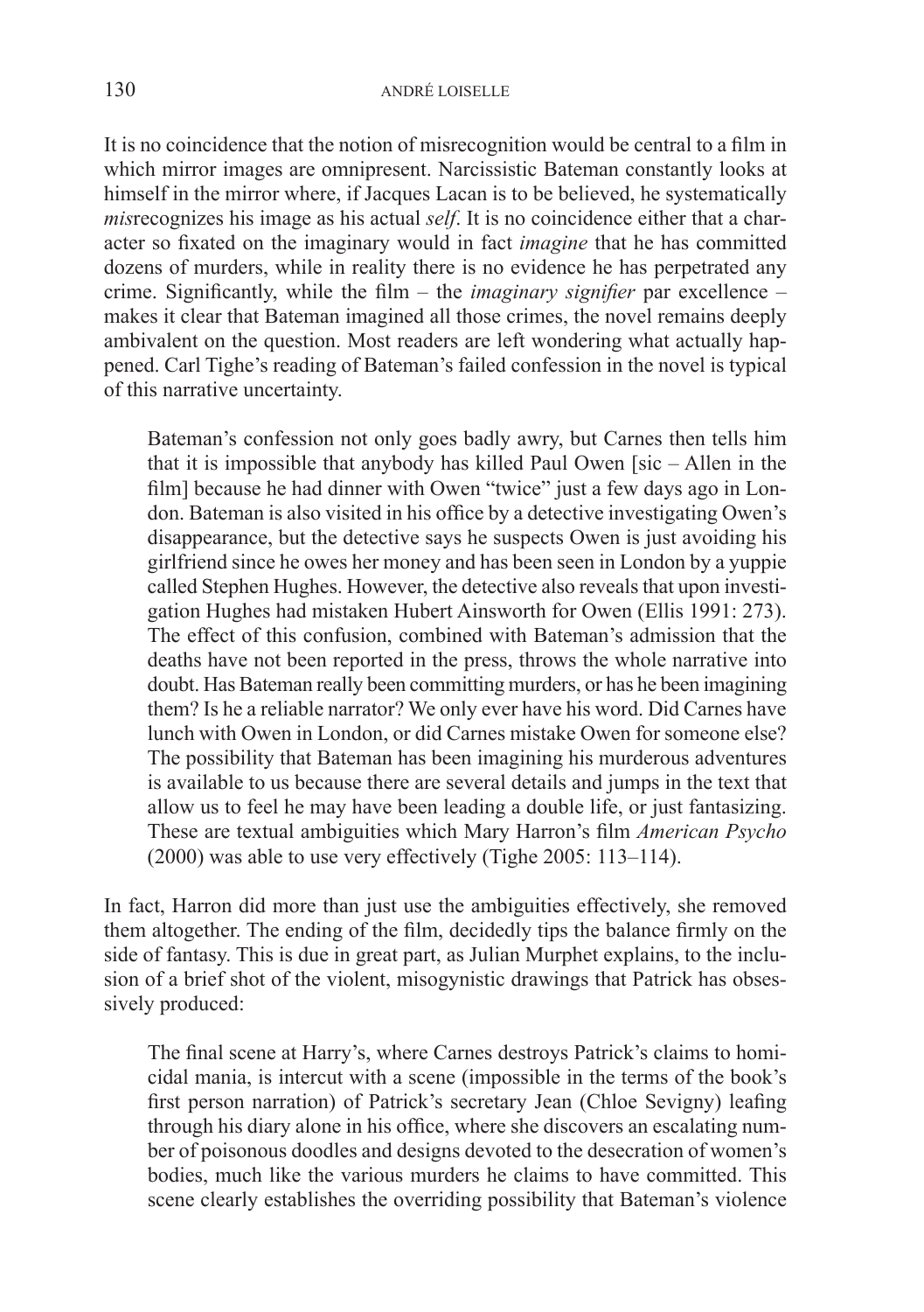It is no coincidence that the notion of misrecognition would be central to a film in which mirror images are omnipresent. Narcissistic Bateman constantly looks at himself in the mirror where, if Jacques Lacan is to be believed, he systematically *mis*recognizes his image as his actual *self*. It is no coincidence either that a character so fixated on the imaginary would in fact *imagine* that he has committed dozens of murders, while in reality there is no evidence he has perpetrated any crime. Significantly, while the film – the *imaginary signifier* par excellence – makes it clear that Bateman imagined all those crimes, the novel remains deeply ambivalent on the question. Most readers are left wondering what actually happened. Carl Tighe's reading of Bateman's failed confession in the novel is typical of this narrative uncertainty.

> Bateman's confession not only goes badly awry, but Carnes then tells him that it is impossible that anybody has killed Paul Owen [sic – Allen in the film] because he had dinner with Owen "twice" just a few days ago in London. Bateman is also visited in his office by a detective investigating Owen's disappearance, but the detective says he suspects Owen is just avoiding his girlfriend since he owes her money and has been seen in London by a yuppie called Stephen Hughes. However, the detective also reveals that upon investigation Hughes had mistaken Hubert Ainsworth for Owen (Ellis 1991: 273). The effect of this confusion, combined with Bateman's admission that the deaths have not been reported in the press, throws the whole narrative into doubt. Has Bateman really been committing murders, or has he been imagining them? Is he a reliable narrator? We only ever have his word. Did Carnes have lunch with Owen in London, or did Carnes mistake Owen for someone else? The possibility that Bateman has been imagining his murderous adventures is available to us because there are several details and jumps in the text that allow us to feel he may have been leading a double life, or just fantasizing. These are textual ambiguities which Mary Harron's film *American Psycho* (2000) was able to use very effectively (Tighe 2005: 113–114).

In fact, Harron did more than just use the ambiguities effectively, she removed them altogether. The ending of the film, decidedly tips the balance firmly on the side of fantasy. This is due in great part, as Julian Murphet explains, to the inclusion of a brief shot of the violent, misogynistic drawings that Patrick has obsessively produced:

> The final scene at Harry's, where Carnes destroys Patrick's claims to homicidal mania, is intercut with a scene (impossible in the terms of the book's first person narration) of Patrick's secretary Jean (Chloe Sevigny) leafing through his diary alone in his office, where she discovers an escalating number of poisonous doodles and designs devoted to the desecration of women's bodies, much like the various murders he claims to have committed. This scene clearly establishes the overriding possibility that Bateman's violence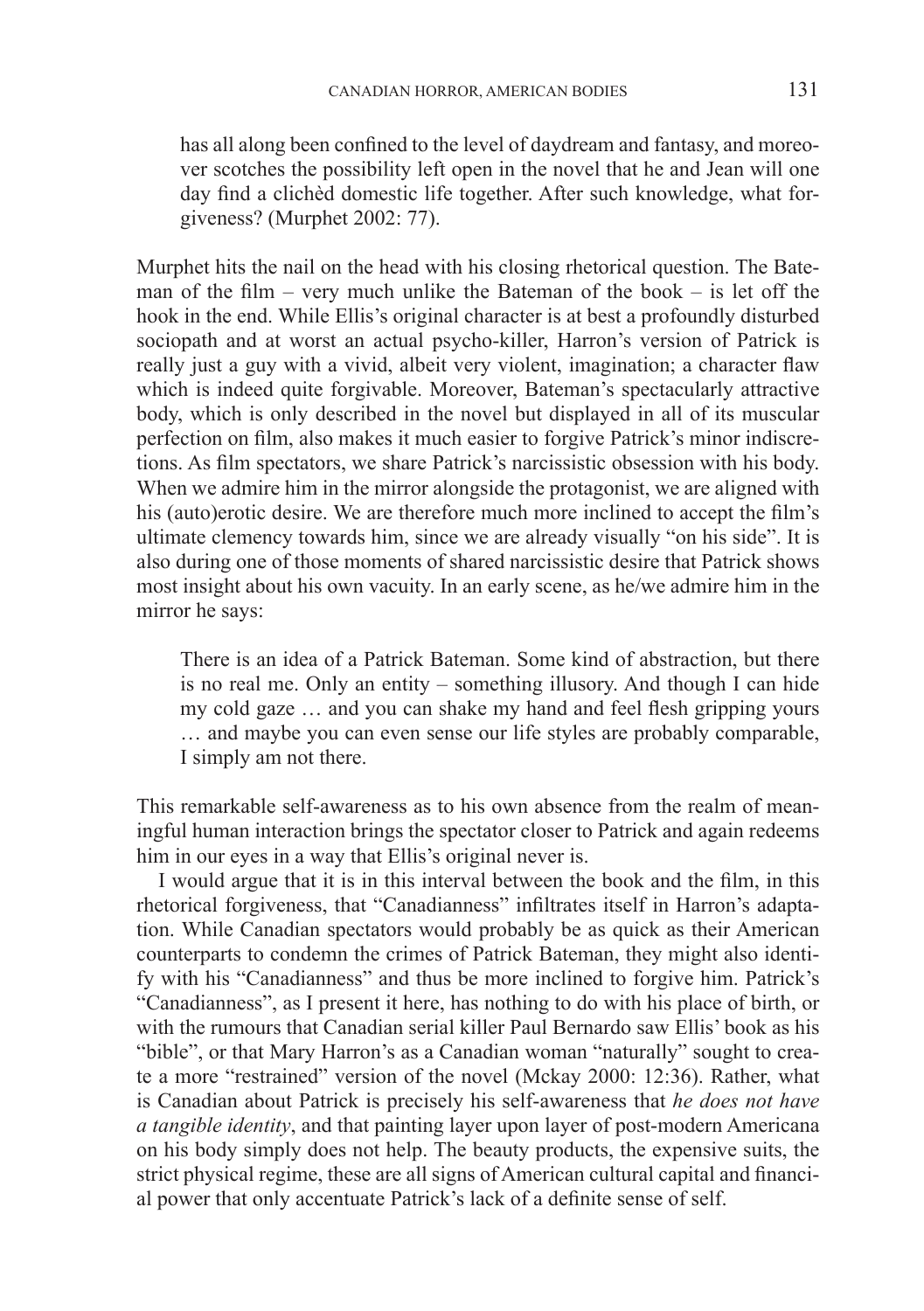> has all along been confined to the level of daydream and fantasy, and moreover scotches the possibility left open in the novel that he and Jean will one day find a clichèd domestic life together. After such knowledge, what forgiveness? (Murphet 2002: 77).

Murphet hits the nail on the head with his closing rhetorical question. The Bateman of the film – very much unlike the Bateman of the book – is let off the hook in the end. While Ellis's original character is at best a profoundly disturbed sociopath and at worst an actual psycho-killer, Harron's version of Patrick is really just a guy with a vivid, albeit very violent, imagination; a character flaw which is indeed quite forgivable. Moreover, Bateman's spectacularly attractive body, which is only described in the novel but displayed in all of its muscular perfection on film, also makes it much easier to forgive Patrick's minor indiscretions. As film spectators, we share Patrick's narcissistic obsession with his body. When we admire him in the mirror alongside the protagonist, we are aligned with his (auto)erotic desire. We are therefore much more inclined to accept the film's ultimate clemency towards him, since we are already visually "on his side". It is also during one of those moments of shared narcissistic desire that Patrick shows most insight about his own vacuity. In an early scene, as he/we admire him in the mirror he says:

> There is an idea of a Patrick Bateman. Some kind of abstraction, but there is no real me. Only an entity – something illusory. And though I can hide my cold gaze … and you can shake my hand and feel flesh gripping yours … and maybe you can even sense our life styles are probably comparable, I simply am not there.

This remarkable self-awareness as to his own absence from the realm of meaningful human interaction brings the spectator closer to Patrick and again redeems him in our eyes in a way that Ellis's original never is.

I would argue that it is in this interval between the book and the film, in this rhetorical forgiveness, that "Canadianness" infiltrates itself in Harron's adaptation. While Canadian spectators would probably be as quick as their American counterparts to condemn the crimes of Patrick Bateman, they might also identify with his "Canadianness" and thus be more inclined to forgive him. Patrick's "Canadianness", as I present it here, has nothing to do with his place of birth, or with the rumours that Canadian serial killer Paul Bernardo saw Ellis' book as his "bible", or that Mary Harron's as a Canadian woman "naturally" sought to create a more "restrained" version of the novel (Mckay 2000: 12:36). Rather, what is Canadian about Patrick is precisely his self-awareness that *he does not have a tangible identity*, and that painting layer upon layer of post-modern Americana on his body simply does not help. The beauty products, the expensive suits, the strict physical regime, these are all signs of American cultural capital and financial power that only accentuate Patrick's lack of a definite sense of self.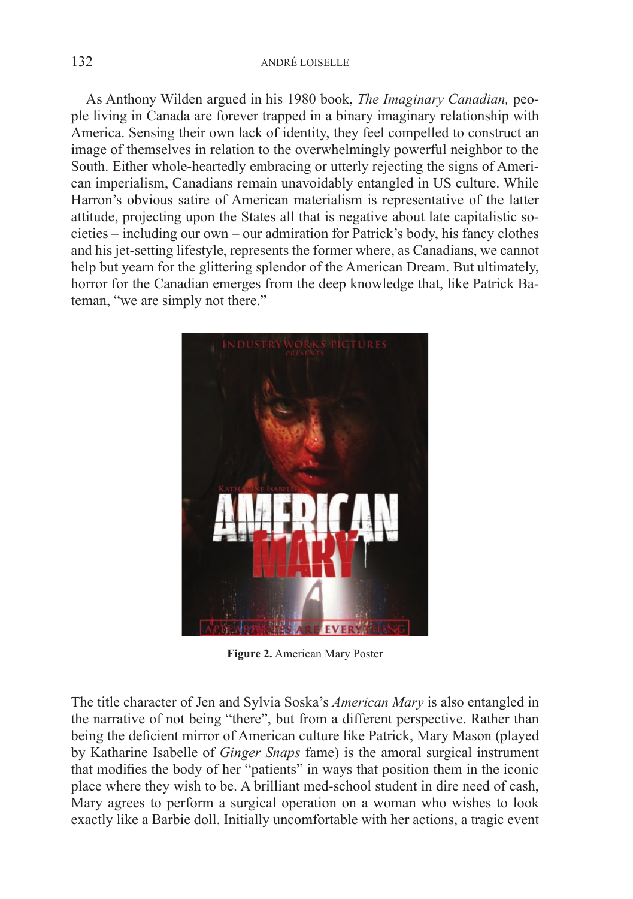As Anthony Wilden argued in his 1980 book, *The Imaginary Canadian,* people living in Canada are forever trapped in a binary imaginary relationship with America. Sensing their own lack of identity, they feel compelled to construct an image of themselves in relation to the overwhelmingly powerful neighbor to the South. Either whole-heartedly embracing or utterly rejecting the signs of American imperialism, Canadians remain unavoidably entangled in US culture. While Harron's obvious satire of American materialism is representative of the latter attitude, projecting upon the States all that is negative about late capitalistic societies – including our own – our admiration for Patrick's body, his fancy clothes and his jet-setting lifestyle, represents the former where, as Canadians, we cannot help but yearn for the glittering splendor of the American Dream. But ultimately, horror for the Canadian emerges from the deep knowledge that, like Patrick Bateman, "we are simply not there."

**Figure 2.** American Mary Poster

The title character of Jen and Sylvia Soska's *American Mary* is also entangled in the narrative of not being "there", but from a different perspective. Rather than being the deficient mirror of American culture like Patrick, Mary Mason (played by Katharine Isabelle of *Ginger Snaps* fame) is the amoral surgical instrument that modifies the body of her "patients" in ways that position them in the iconic place where they wish to be. A brilliant med-school student in dire need of cash, Mary agrees to perform a surgical operation on a woman who wishes to look exactly like a Barbie doll. Initially uncomfortable with her actions, a tragic event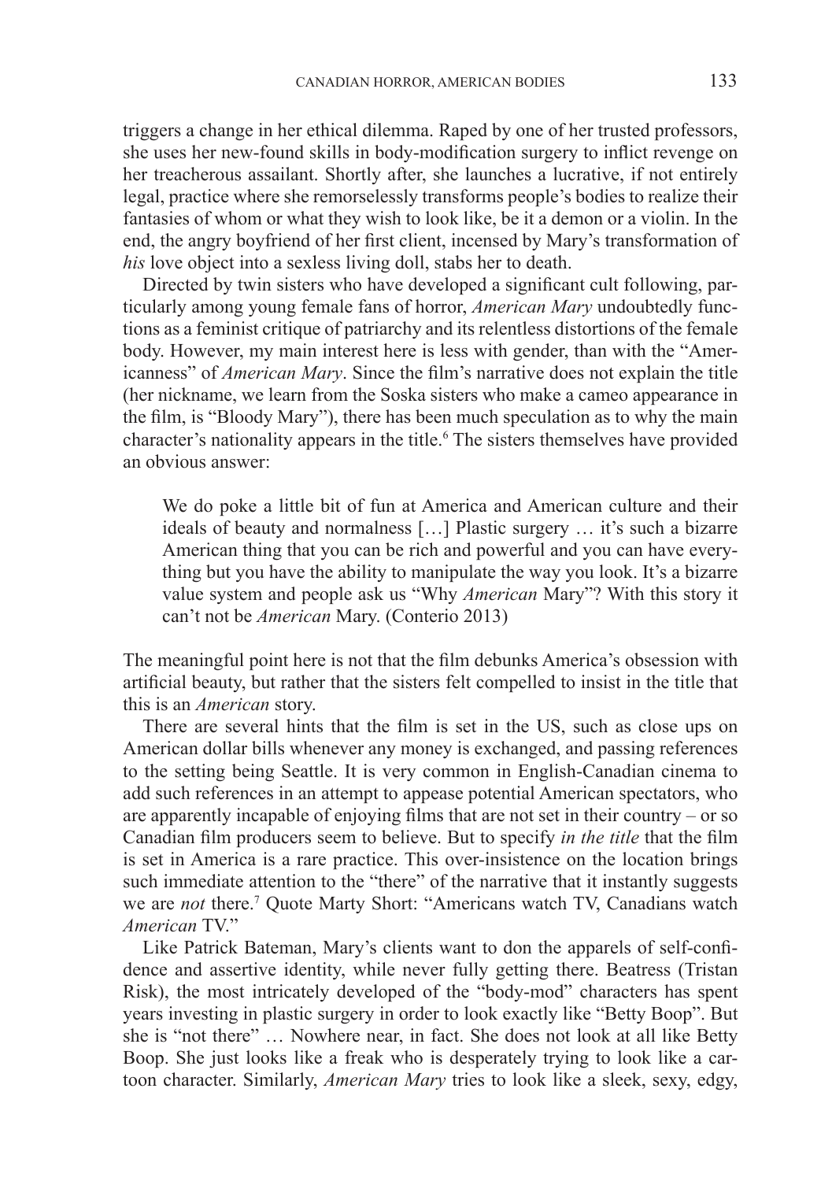triggers a change in her ethical dilemma. Raped by one of her trusted professors, she uses her new-found skills in body-modification surgery to inflict revenge on her treacherous assailant. Shortly after, she launches a lucrative, if not entirely legal, practice where she remorselessly transforms people's bodies to realize their fantasies of whom or what they wish to look like, be it a demon or a violin. In the end, the angry boyfriend of her first client, incensed by Mary's transformation of *his* love object into a sexless living doll, stabs her to death.

Directed by twin sisters who have developed a significant cult following, particularly among young female fans of horror, *American Mary* undoubtedly functions as a feminist critique of patriarchy and its relentless distortions of the female body. However, my main interest here is less with gender, than with the "Americanness" of *American Mary*. Since the film's narrative does not explain the title (her nickname, we learn from the Soska sisters who make a cameo appearance in the film, is "Bloody Mary"), there has been much speculation as to why the main character's nationality appears in the title.[6] The sisters themselves have provided an obvious answer:

> We do poke a little bit of fun at America and American culture and their ideals of beauty and normalness […] Plastic surgery … it's such a bizarre American thing that you can be rich and powerful and you can have everything but you have the ability to manipulate the way you look. It's a bizarre value system and people ask us "Why *American* Mary"? With this story it can't not be *American* Mary. (Conterio 2013)

The meaningful point here is not that the film debunks America's obsession with artificial beauty, but rather that the sisters felt compelled to insist in the title that this is an *American* story.

There are several hints that the film is set in the US, such as close ups on American dollar bills whenever any money is exchanged, and passing references to the setting being Seattle. It is very common in English-Canadian cinema to add such references in an attempt to appease potential American spectators, who are apparently incapable of enjoying films that are not set in their country – or so Canadian film producers seem to believe. But to specify *in the title* that the film is set in America is a rare practice. This over-insistence on the location brings such immediate attention to the "there" of the narrative that it instantly suggests we are *not* there.[7] Quote Marty Short: "Americans watch TV, Canadians watch *American* TV."

Like Patrick Bateman, Mary's clients want to don the apparels of self-confidence and assertive identity, while never fully getting there. Beatress (Tristan Risk), the most intricately developed of the "body-mod" characters has spent years investing in plastic surgery in order to look exactly like "Betty Boop". But she is "not there" … Nowhere near, in fact. She does not look at all like Betty Boop. She just looks like a freak who is desperately trying to look like a cartoon character. Similarly, *American Mary* tries to look like a sleek, sexy, edgy,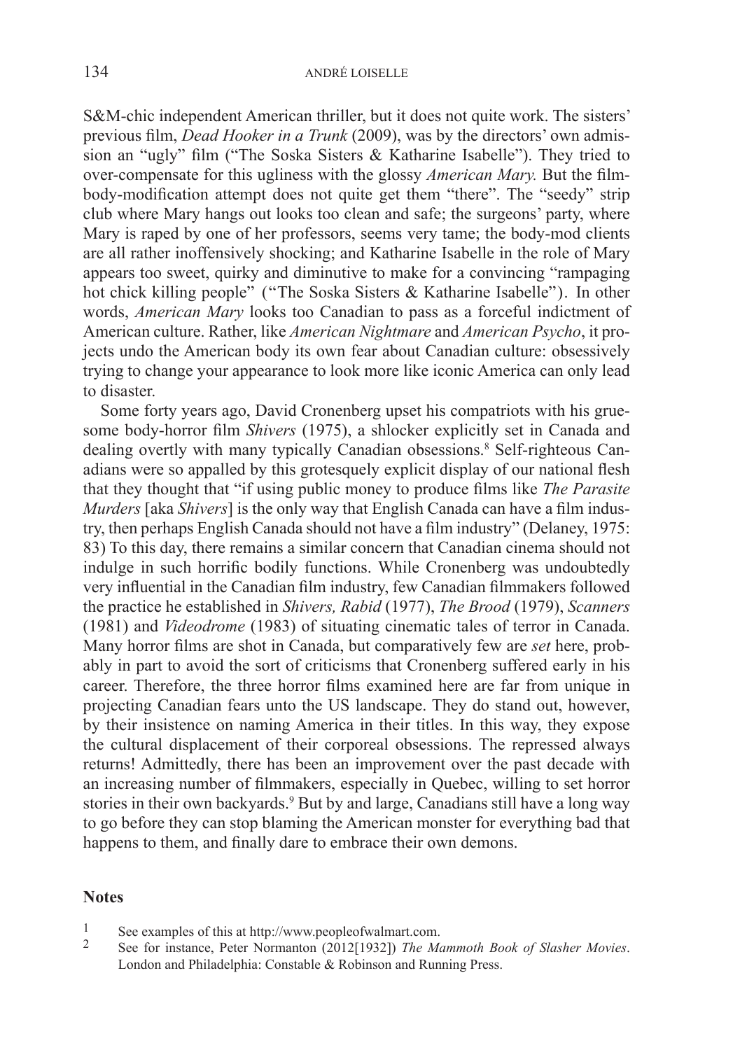S&M-chic independent American thriller, but it does not quite work. The sisters' previous film, *Dead Hooker in a Trunk* (2009), was by the directors' own admission an "ugly" film ("The Soska Sisters & Katharine Isabelle"). They tried to over-compensate for this ugliness with the glossy *American Mary.* But the film-body-modification attempt does not quite get them "there". The "seedy" strip club where Mary hangs out looks too clean and safe; the surgeons' party, where Mary is raped by one of her professors, seems very tame; the body-mod clients are all rather inoffensively shocking; and Katharine Isabelle in the role of Mary appears too sweet, quirky and diminutive to make for a convincing "rampaging hot chick killing people" ("The Soska Sisters & Katharine Isabelle"). In other words, *American Mary* looks too Canadian to pass as a forceful indictment of American culture. Rather, like *American Nightmare* and *American Psycho*, it projects undo the American body its own fear about Canadian culture: obsessively trying to change your appearance to look more like iconic America can only lead to disaster.

Some forty years ago, David Cronenberg upset his compatriots with his gruesome body-horror film *Shivers* (1975), a shlocker explicitly set in Canada and dealing overtly with many typically Canadian obsessions.[8] Self-righteous Canadians were so appalled by this grotesquely explicit display of our national flesh that they thought that "if using public money to produce films like *The Parasite Murders* [aka *Shivers*] is the only way that English Canada can have a film industry, then perhaps English Canada should not have a film industry" (Delaney, 1975: 83) To this day, there remains a similar concern that Canadian cinema should not indulge in such horrific bodily functions. While Cronenberg was undoubtedly very influential in the Canadian film industry, few Canadian filmmakers followed the practice he established in *Shivers, Rabid* (1977), *The Brood* (1979), *Scanners* (1981) and *Videodrome* (1983) of situating cinematic tales of terror in Canada. Many horror films are shot in Canada, but comparatively few are *set* here, probably in part to avoid the sort of criticisms that Cronenberg suffered early in his career. Therefore, the three horror films examined here are far from unique in projecting Canadian fears unto the US landscape. They do stand out, however, by their insistence on naming America in their titles. In this way, they expose the cultural displacement of their corporeal obsessions. The repressed always returns! Admittedly, there has been an improvement over the past decade with an increasing number of filmmakers, especially in Quebec, willing to set horror stories in their own backyards.[9] But by and large, Canadians still have a long way to go before they can stop blaming the American monster for everything bad that happens to them, and finally dare to embrace their own demons.

## Notes

1 See examples of this at http://www.peopleofwalmart.com.

2 See for instance, Peter Normanton (2012[1932]) *The Mammoth Book of Slasher Movies*. London and Philadelphia: Constable & Robinson and Running Press.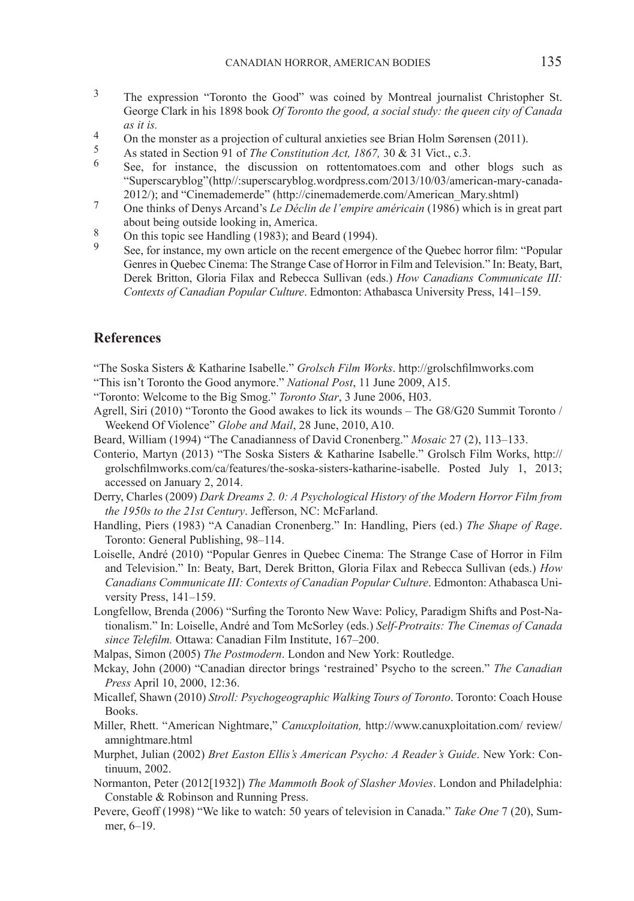3. The expression "Toronto the Good" was coined by Montreal journalist Christopher St. George Clark in his 1898 book *Of Toronto the good, a social study: the queen city of Canada as it is.*
4. On the monster as a projection of cultural anxieties see Brian Holm Sørensen (2011).
5. As stated in Section 91 of *The Constitution Act, 1867,* 30 & 31 Vict., c.3.
6. See, for instance, the discussion on rottentomatoes.com and other blogs such as "Superscaryblog"(http//:superscaryblog.wordpress.com/2013/10/03/american-mary-canada-2012/); and "Cinemademerde" (http://cinemademerde.com/American_Mary.shtml)
7. One thinks of Denys Arcand's *Le Déclin de l'empire américain* (1986) which is in great part about being outside looking in, America.
8. On this topic see Handling (1983); and Beard (1994).
9. See, for instance, my own article on the recent emergence of the Quebec horror film: "Popular Genres in Quebec Cinema: The Strange Case of Horror in Film and Television." In: Beaty, Bart, Derek Britton, Gloria Filax and Rebecca Sullivan (eds.) *How Canadians Communicate III: Contexts of Canadian Popular Culture*. Edmonton: Athabasca University Press, 141–159.

## References

"The Soska Sisters & Katharine Isabelle." *Grolsch Film Works*. http://grolschfilmworks.com

"This isn't Toronto the Good anymore." *National Post*, 11 June 2009, A15.

"Toronto: Welcome to the Big Smog." *Toronto Star*, 3 June 2006, H03.

Agrell, Siri (2010) "Toronto the Good awakes to lick its wounds – The G8/G20 Summit Toronto / Weekend Of Violence" *Globe and Mail*, 28 June, 2010, A10.

Beard, William (1994) "The Canadianness of David Cronenberg." *Mosaic* 27 (2), 113–133.

Conterio, Martyn (2013) "The Soska Sisters & Katharine Isabelle." Grolsch Film Works, http://grolschfilmworks.com/ca/features/the-soska-sisters-katharine-isabelle. Posted July 1, 2013; accessed on January 2, 2014.

Derry, Charles (2009) *Dark Dreams 2. 0: A Psychological History of the Modern Horror Film from the 1950s to the 21st Century*. Jefferson, NC: McFarland.

Handling, Piers (1983) "A Canadian Cronenberg." In: Handling, Piers (ed.) *The Shape of Rage*. Toronto: General Publishing, 98–114.

Loiselle, André (2010) "Popular Genres in Quebec Cinema: The Strange Case of Horror in Film and Television." In: Beaty, Bart, Derek Britton, Gloria Filax and Rebecca Sullivan (eds.) *How Canadians Communicate III: Contexts of Canadian Popular Culture*. Edmonton: Athabasca University Press, 141–159.

Longfellow, Brenda (2006) "Surfing the Toronto New Wave: Policy, Paradigm Shifts and Post-Nationalism." In: Loiselle, André and Tom McSorley (eds.) *Self-Protraits: The Cinemas of Canada since Telefilm.* Ottawa: Canadian Film Institute, 167–200.

Malpas, Simon (2005) *The Postmodern*. London and New York: Routledge.

Mckay, John (2000) "Canadian director brings 'restrained' Psycho to the screen." *The Canadian Press* April 10, 2000, 12:36.

Micallef, Shawn (2010) *Stroll: Psychogeographic Walking Tours of Toronto*. Toronto: Coach House Books.

Miller, Rhett. "American Nightmare," *Canuxploitation,* http://www.canuxploitation.com/ review/ amnightmare.html

Murphet, Julian (2002) *Bret Easton Ellis's American Psycho: A Reader's Guide*. New York: Continuum, 2002.

Normanton, Peter (2012[1932]) *The Mammoth Book of Slasher Movies*. London and Philadelphia: Constable & Robinson and Running Press.

Pevere, Geoff (1998) "We like to watch: 50 years of television in Canada." *Take One* 7 (20), Summer, 6–19.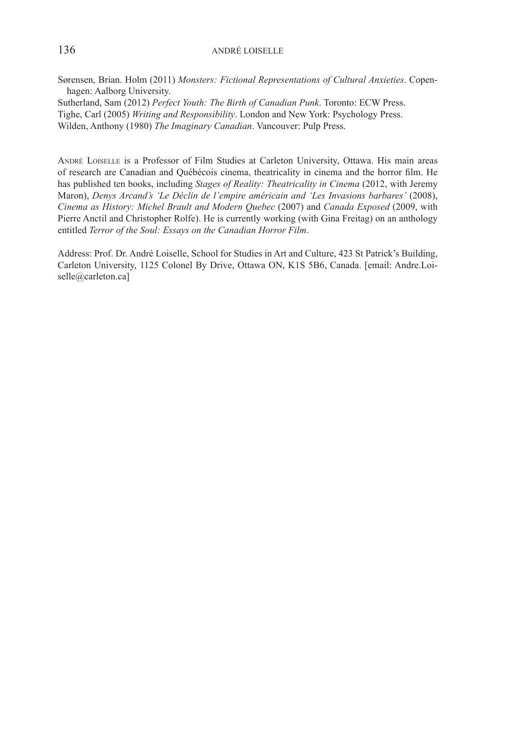Sørensen, Brian. Holm (2011) *Monsters: Fictional Representations of Cultural Anxieties*. Copenhagen: Aalborg University.

Sutherland, Sam (2012) *Perfect Youth: The Birth of Canadian Punk*. Toronto: ECW Press.

Tighe, Carl (2005) *Writing and Responsibility*. London and New York: Psychology Press.

Wilden, Anthony (1980) *The Imaginary Canadian*. Vancouver: Pulp Press.

André Loiselle is a Professor of Film Studies at Carleton University, Ottawa. His main areas of research are Canadian and Québécois cinema, theatricality in cinema and the horror film. He has published ten books, including *Stages of Reality: Theatricality in Cinema* (2012, with Jeremy Maron), *Denys Arcand's 'Le Déclin de l'empire américain and 'Les Invasions barbares'* (2008), *Cinema as History: Michel Brault and Modern Quebec* (2007) and *Canada Exposed* (2009, with Pierre Anctil and Christopher Rolfe). He is currently working (with Gina Freitag) on an anthology entitled *Terror of the Soul: Essays on the Canadian Horror Film*.

Address: Prof. Dr. André Loiselle, School for Studies in Art and Culture, 423 St Patrick's Building, Carleton University, 1125 Colonel By Drive, Ottawa ON, K1S 5B6, Canada. [email: Andre.Loiselle@carleton.ca]